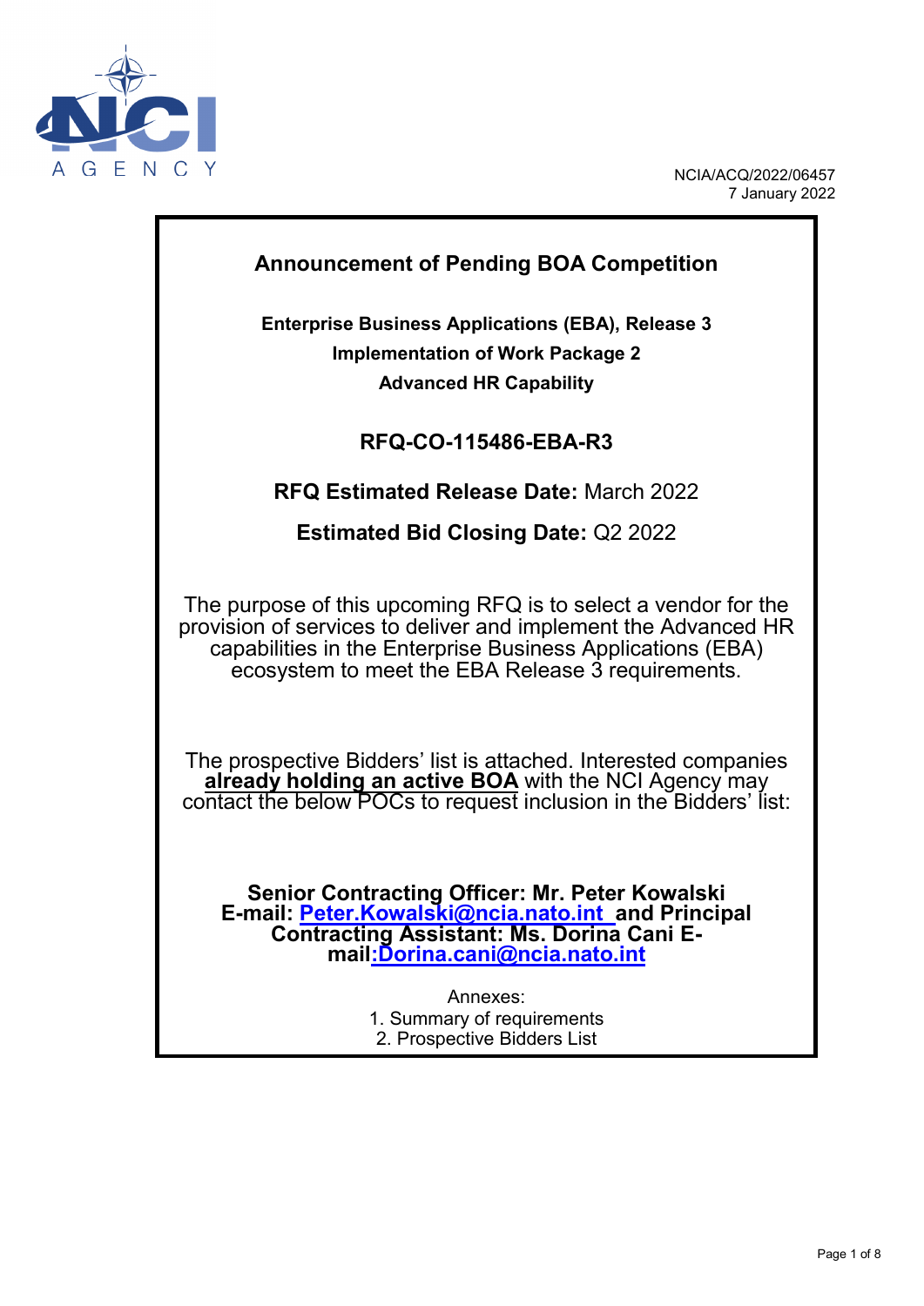NCIA/ACQ/2022/06457
7 January 2022

## Announcement of Pending BOA Competition

**Enterprise Business Applications (EBA), Release 3**
**Implementation of Work Package 2**
**Advanced HR Capability**

### RFQ-CO-115486-EBA-R3

**RFQ Estimated Release Date:** March 2022

**Estimated Bid Closing Date:** Q2 2022

The purpose of this upcoming RFQ is to select a vendor for the provision of services to deliver and implement the Advanced HR capabilities in the Enterprise Business Applications (EBA) ecosystem to meet the EBA Release 3 requirements.

The prospective Bidders' list is attached. Interested companies **already holding an active BOA** with the NCI Agency may contact the below POCs to request inclusion in the Bidders' list:

**Senior Contracting Officer: Mr. Peter Kowalski E-mail: Peter.Kowalski@ncia.nato.int and Principal Contracting Assistant: Ms. Dorina Cani E-mail:Dorina.cani@ncia.nato.int**

Annexes:
1. Summary of requirements
2. Prospective Bidders List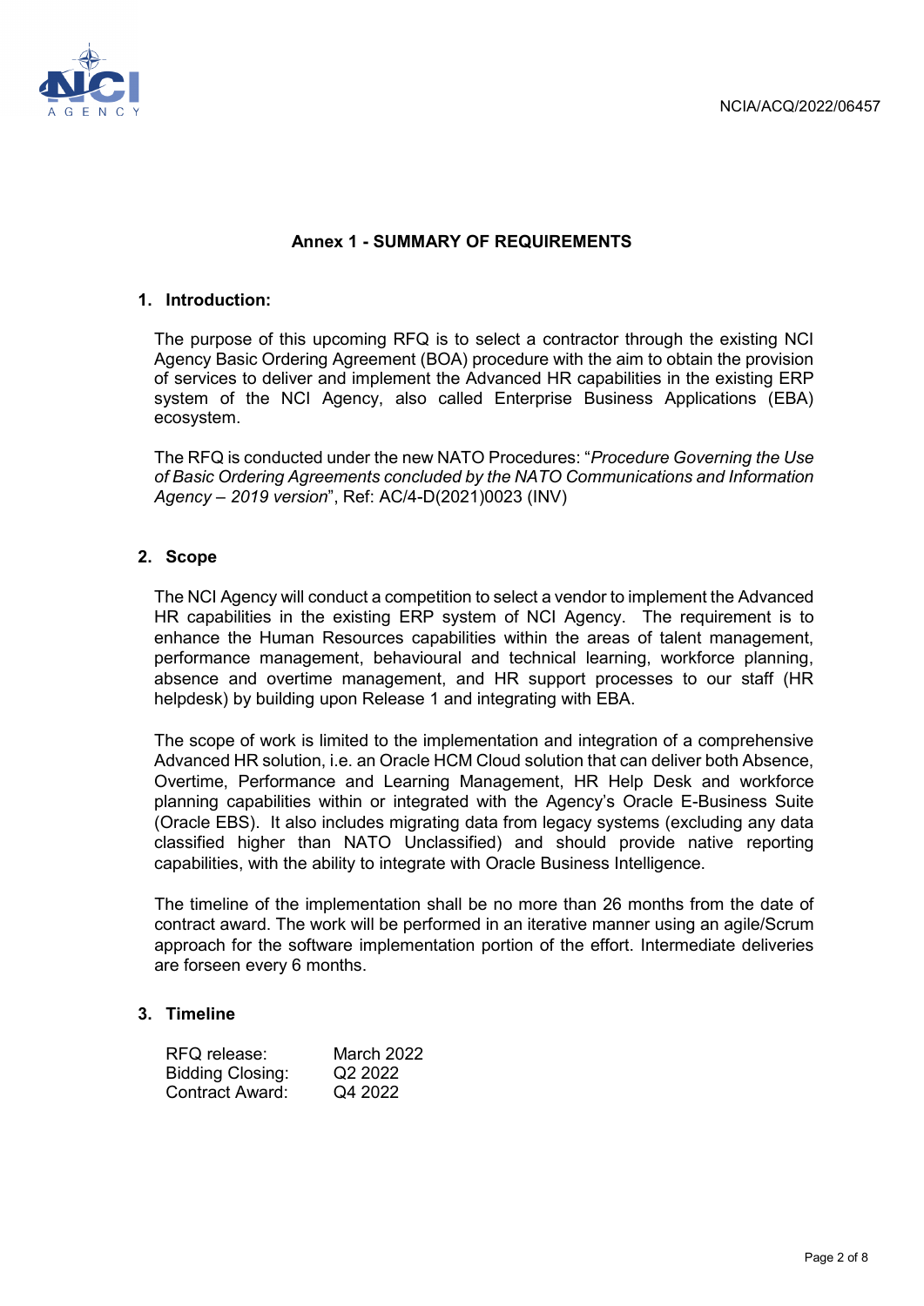## Annex 1 - SUMMARY OF REQUIREMENTS

### 1. Introduction:

The purpose of this upcoming RFQ is to select a contractor through the existing NCI Agency Basic Ordering Agreement (BOA) procedure with the aim to obtain the provision of services to deliver and implement the Advanced HR capabilities in the existing ERP system of the NCI Agency, also called Enterprise Business Applications (EBA) ecosystem.

The RFQ is conducted under the new NATO Procedures: "*Procedure Governing the Use of Basic Ordering Agreements concluded by the NATO Communications and Information Agency – 2019 version*", Ref: AC/4-D(2021)0023 (INV)

### 2. Scope

The NCI Agency will conduct a competition to select a vendor to implement the Advanced HR capabilities in the existing ERP system of NCI Agency. The requirement is to enhance the Human Resources capabilities within the areas of talent management, performance management, behavioural and technical learning, workforce planning, absence and overtime management, and HR support processes to our staff (HR helpdesk) by building upon Release 1 and integrating with EBA.

The scope of work is limited to the implementation and integration of a comprehensive Advanced HR solution, i.e. an Oracle HCM Cloud solution that can deliver both Absence, Overtime, Performance and Learning Management, HR Help Desk and workforce planning capabilities within or integrated with the Agency's Oracle E-Business Suite (Oracle EBS). It also includes migrating data from legacy systems (excluding any data classified higher than NATO Unclassified) and should provide native reporting capabilities, with the ability to integrate with Oracle Business Intelligence.

The timeline of the implementation shall be no more than 26 months from the date of contract award. The work will be performed in an iterative manner using an agile/Scrum approach for the software implementation portion of the effort. Intermediate deliveries are forseen every 6 months.

### 3. Timeline

| | |
|---|---|
| RFQ release: | March 2022 |
| Bidding Closing: | Q2 2022 |
| Contract Award: | Q4 2022 |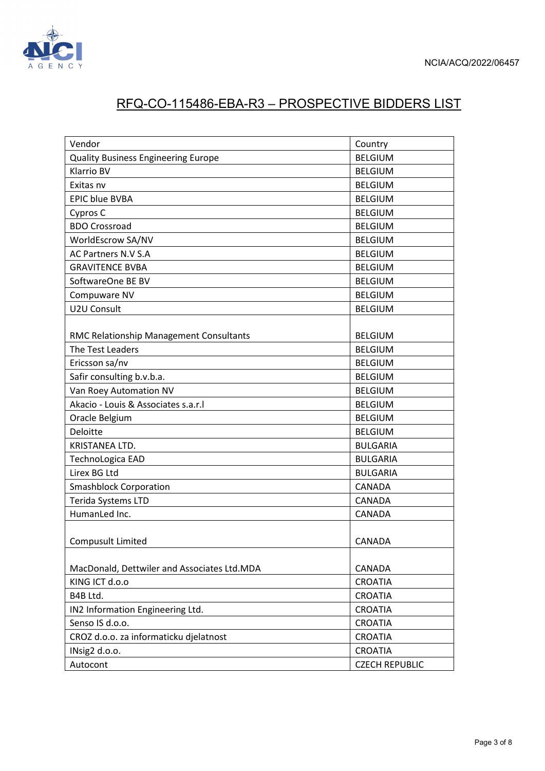NCIA/ACQ/2022/06457

# RFQ-CO-115486-EBA-R3 – PROSPECTIVE BIDDERS LIST

| Vendor | Country |
| --- | --- |
| Quality Business Engineering Europe | BELGIUM |
| Klarrio BV | BELGIUM |
| Exitas nv | BELGIUM |
| EPIC blue BVBA | BELGIUM |
| Cypros C | BELGIUM |
| BDO Crossroad | BELGIUM |
| WorldEscrow SA/NV | BELGIUM |
| AC Partners N.V S.A | BELGIUM |
| GRAVITENCE BVBA | BELGIUM |
| SoftwareOne BE BV | BELGIUM |
| Compuware NV | BELGIUM |
| U2U Consult | BELGIUM |
| RMC Relationship Management Consultants | BELGIUM |
| The Test Leaders | BELGIUM |
| Ericsson sa/nv | BELGIUM |
| Safir consulting b.v.b.a. | BELGIUM |
| Van Roey Automation NV | BELGIUM |
| Akacio - Louis & Associates s.a.r.l | BELGIUM |
| Oracle Belgium | BELGIUM |
| Deloitte | BELGIUM |
| KRISTANEA LTD. | BULGARIA |
| TechnoLogica EAD | BULGARIA |
| Lirex BG Ltd | BULGARIA |
| Smashblock Corporation | CANADA |
| Terida Systems LTD | CANADA |
| HumanLed Inc. | CANADA |
| Compusult Limited | CANADA |
| MacDonald, Dettwiler and Associates Ltd.MDA | CANADA |
| KING ICT d.o.o | CROATIA |
| B4B Ltd. | CROATIA |
| IN2 Information Engineering Ltd. | CROATIA |
| Senso IS d.o.o. | CROATIA |
| CROZ d.o.o. za informaticku djelatnost | CROATIA |
| INsig2 d.o.o. | CROATIA |
| Autocont | CZECH REPUBLIC |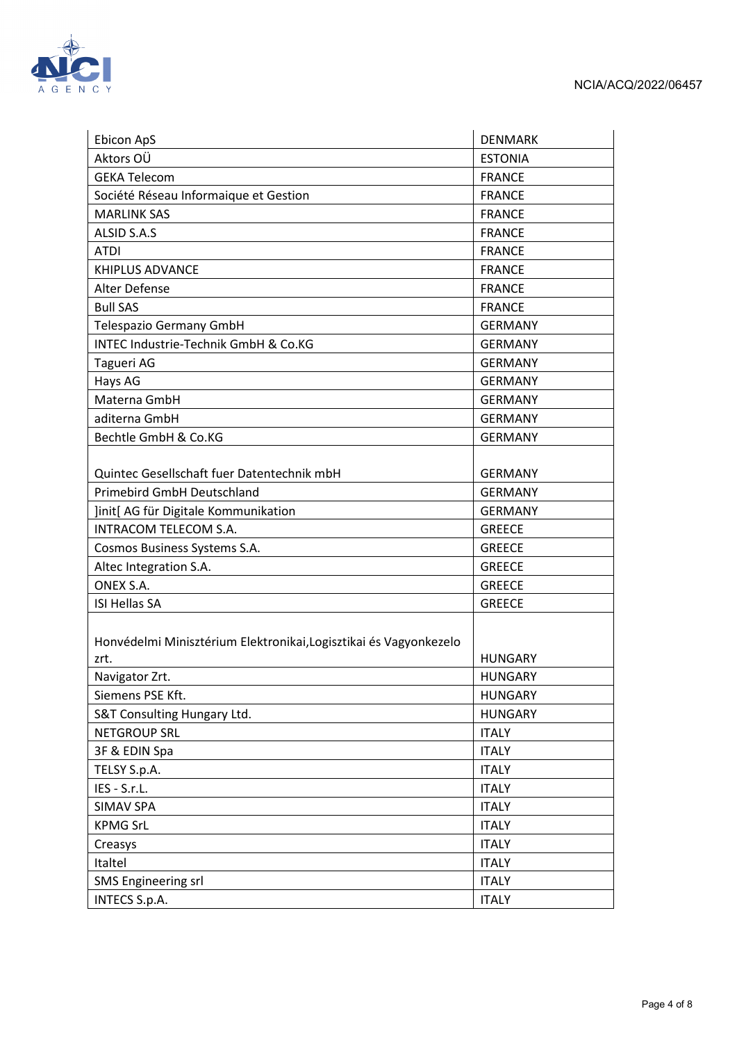| | |
|---|---|
| Ebicon ApS | DENMARK |
| Aktors OÜ | ESTONIA |
| GEKA Telecom | FRANCE |
| Société Réseau Informaique et Gestion | FRANCE |
| MARLINK SAS | FRANCE |
| ALSID S.A.S | FRANCE |
| ATDI | FRANCE |
| KHIPLUS ADVANCE | FRANCE |
| Alter Defense | FRANCE |
| Bull SAS | FRANCE |
| Telespazio Germany GmbH | GERMANY |
| INTEC Industrie-Technik GmbH & Co.KG | GERMANY |
| Tagueri AG | GERMANY |
| Hays AG | GERMANY |
| Materna GmbH | GERMANY |
| aditerna GmbH | GERMANY |
| Bechtle GmbH & Co.KG | GERMANY |
| Quintec Gesellschaft fuer Datentechnik mbH | GERMANY |
| Primebird GmbH Deutschland | GERMANY |
| ]init[ AG für Digitale Kommunikation | GERMANY |
| INTRACOM TELECOM S.A. | GREECE |
| Cosmos Business Systems S.A. | GREECE |
| Altec Integration S.A. | GREECE |
| ONEX S.A. | GREECE |
| ISI Hellas SA | GREECE |
| Honvédelmi Minisztérium Elektronikai,Logisztikai és Vagyonkezelo zrt. | HUNGARY |
| Navigator Zrt. | HUNGARY |
| Siemens PSE Kft. | HUNGARY |
| S&T Consulting Hungary Ltd. | HUNGARY |
| NETGROUP SRL | ITALY |
| 3F & EDIN Spa | ITALY |
| TELSY S.p.A. | ITALY |
| IES - S.r.L. | ITALY |
| SIMAV SPA | ITALY |
| KPMG SrL | ITALY |
| Creasys | ITALY |
| Italtel | ITALY |
| SMS Engineering srl | ITALY |
| INTECS S.p.A. | ITALY |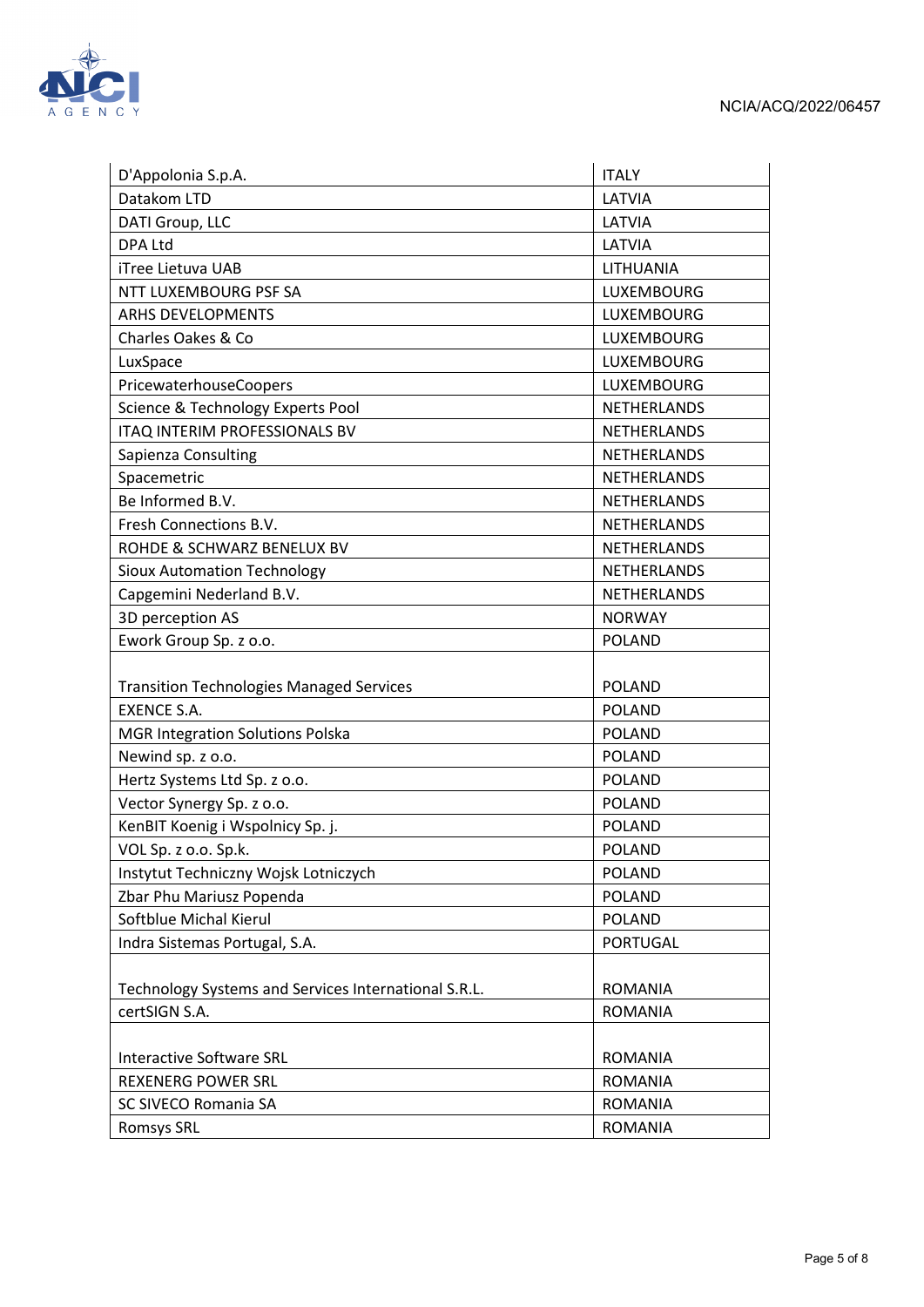| | |
|---|---|
| D'Appolonia S.p.A. | ITALY |
| Datakom LTD | LATVIA |
| DATI Group, LLC | LATVIA |
| DPA Ltd | LATVIA |
| iTree Lietuva UAB | LITHUANIA |
| NTT LUXEMBOURG PSF SA | LUXEMBOURG |
| ARHS DEVELOPMENTS | LUXEMBOURG |
| Charles Oakes & Co | LUXEMBOURG |
| LuxSpace | LUXEMBOURG |
| PricewaterhouseCoopers | LUXEMBOURG |
| Science & Technology Experts Pool | NETHERLANDS |
| ITAQ INTERIM PROFESSIONALS BV | NETHERLANDS |
| Sapienza Consulting | NETHERLANDS |
| Spacemetric | NETHERLANDS |
| Be Informed B.V. | NETHERLANDS |
| Fresh Connections B.V. | NETHERLANDS |
| ROHDE & SCHWARZ BENELUX BV | NETHERLANDS |
| Sioux Automation Technology | NETHERLANDS |
| Capgemini Nederland B.V. | NETHERLANDS |
| 3D perception AS | NORWAY |
| Ework Group Sp. z o.o. | POLAND |
| Transition Technologies Managed Services | POLAND |
| EXENCE S.A. | POLAND |
| MGR Integration Solutions Polska | POLAND |
| Newind sp. z o.o. | POLAND |
| Hertz Systems Ltd Sp. z o.o. | POLAND |
| Vector Synergy Sp. z o.o. | POLAND |
| KenBIT Koenig i Wspolnicy Sp. j. | POLAND |
| VOL Sp. z o.o. Sp.k. | POLAND |
| Instytut Techniczny Wojsk Lotniczych | POLAND |
| Zbar Phu Mariusz Popenda | POLAND |
| Softblue Michal Kierul | POLAND |
| Indra Sistemas Portugal, S.A. | PORTUGAL |
| Technology Systems and Services International S.R.L. | ROMANIA |
| certSIGN S.A. | ROMANIA |
| Interactive Software SRL | ROMANIA |
| REXENERG POWER SRL | ROMANIA |
| SC SIVECO Romania SA | ROMANIA |
| Romsys SRL | ROMANIA |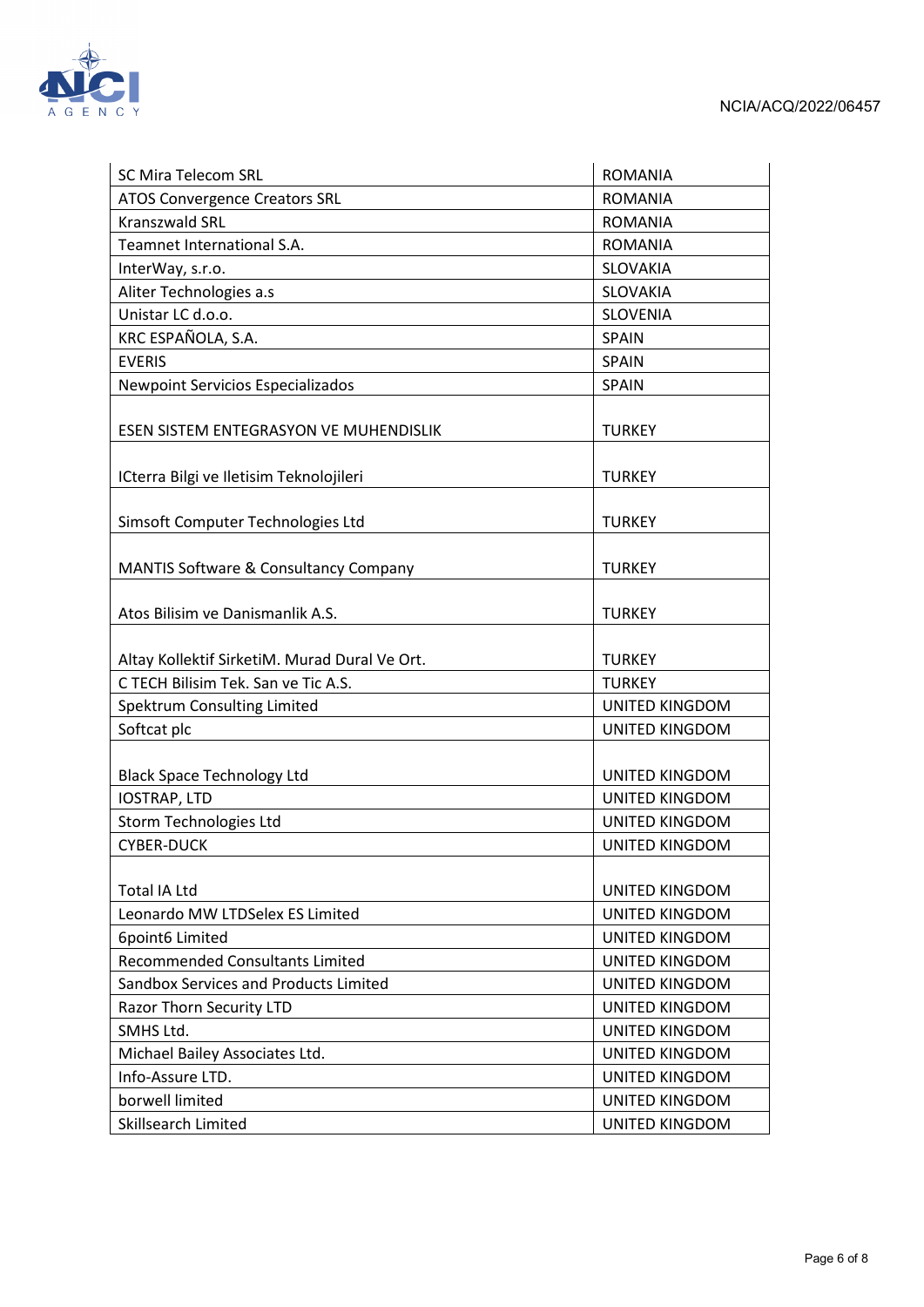| | |
|---|---|
| SC Mira Telecom SRL | ROMANIA |
| ATOS Convergence Creators SRL | ROMANIA |
| Kranszwald SRL | ROMANIA |
| Teamnet International S.A. | ROMANIA |
| InterWay, s.r.o. | SLOVAKIA |
| Aliter Technologies a.s | SLOVAKIA |
| Unistar LC d.o.o. | SLOVENIA |
| KRC ESPAÑOLA, S.A. | SPAIN |
| EVERIS | SPAIN |
| Newpoint Servicios Especializados | SPAIN |
| ESEN SISTEM ENTEGRASYON VE MUHENDISLIK | TURKEY |
| ICterra Bilgi ve Iletisim Teknolojileri | TURKEY |
| Simsoft Computer Technologies Ltd | TURKEY |
| MANTIS Software & Consultancy Company | TURKEY |
| Atos Bilisim ve Danismanlik A.S. | TURKEY |
| Altay Kollektif SirketiM. Murad Dural Ve Ort. | TURKEY |
| C TECH Bilisim Tek. San ve Tic A.S. | TURKEY |
| Spektrum Consulting Limited | UNITED KINGDOM |
| Softcat plc | UNITED KINGDOM |
| Black Space Technology Ltd | UNITED KINGDOM |
| IOSTRAP, LTD | UNITED KINGDOM |
| Storm Technologies Ltd | UNITED KINGDOM |
| CYBER-DUCK | UNITED KINGDOM |
| Total IA Ltd | UNITED KINGDOM |
| Leonardo MW LTDSelex ES Limited | UNITED KINGDOM |
| 6point6 Limited | UNITED KINGDOM |
| Recommended Consultants Limited | UNITED KINGDOM |
| Sandbox Services and Products Limited | UNITED KINGDOM |
| Razor Thorn Security LTD | UNITED KINGDOM |
| SMHS Ltd. | UNITED KINGDOM |
| Michael Bailey Associates Ltd. | UNITED KINGDOM |
| Info-Assure LTD. | UNITED KINGDOM |
| borwell limited | UNITED KINGDOM |
| Skillsearch Limited | UNITED KINGDOM |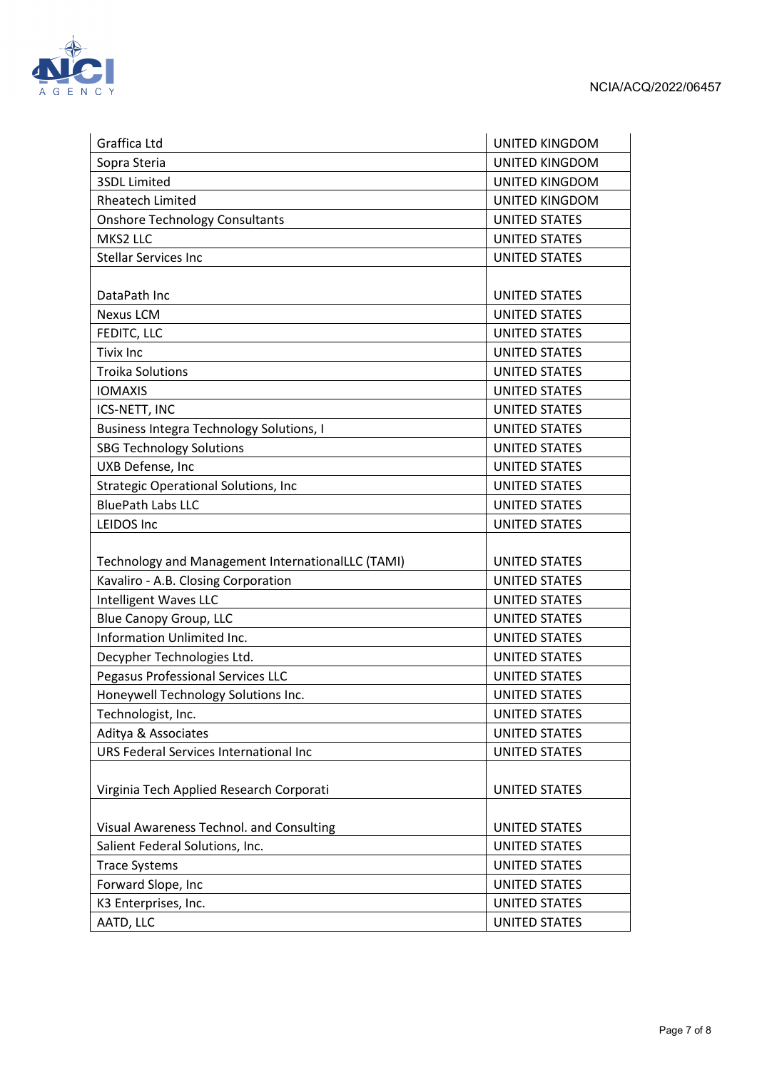| | |
|---|---|
| Graffica Ltd | UNITED KINGDOM |
| Sopra Steria | UNITED KINGDOM |
| 3SDL Limited | UNITED KINGDOM |
| Rheatech Limited | UNITED KINGDOM |
| Onshore Technology Consultants | UNITED STATES |
| MKS2 LLC | UNITED STATES |
| Stellar Services Inc | UNITED STATES |
| DataPath Inc | UNITED STATES |
| Nexus LCM | UNITED STATES |
| FEDITC, LLC | UNITED STATES |
| Tivix Inc | UNITED STATES |
| Troika Solutions | UNITED STATES |
| IOMAXIS | UNITED STATES |
| ICS-NETT, INC | UNITED STATES |
| Business Integra Technology Solutions, I | UNITED STATES |
| SBG Technology Solutions | UNITED STATES |
| UXB Defense, Inc | UNITED STATES |
| Strategic Operational Solutions, Inc | UNITED STATES |
| BluePath Labs LLC | UNITED STATES |
| LEIDOS Inc | UNITED STATES |
| Technology and Management InternationalLLC (TAMI) | UNITED STATES |
| Kavaliro - A.B. Closing Corporation | UNITED STATES |
| Intelligent Waves LLC | UNITED STATES |
| Blue Canopy Group, LLC | UNITED STATES |
| Information Unlimited Inc. | UNITED STATES |
| Decypher Technologies Ltd. | UNITED STATES |
| Pegasus Professional Services LLC | UNITED STATES |
| Honeywell Technology Solutions Inc. | UNITED STATES |
| Technologist, Inc. | UNITED STATES |
| Aditya & Associates | UNITED STATES |
| URS Federal Services International Inc | UNITED STATES |
| Virginia Tech Applied Research Corporati | UNITED STATES |
| Visual Awareness Technol. and Consulting | UNITED STATES |
| Salient Federal Solutions, Inc. | UNITED STATES |
| Trace Systems | UNITED STATES |
| Forward Slope, Inc | UNITED STATES |
| K3 Enterprises, Inc. | UNITED STATES |
| AATD, LLC | UNITED STATES |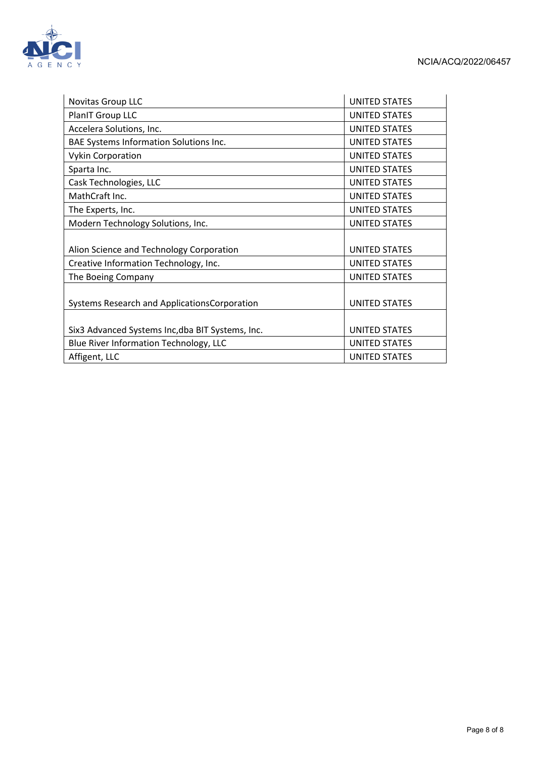| | |
|---|---|
| Novitas Group LLC | UNITED STATES |
| PlanIT Group LLC | UNITED STATES |
| Accelera Solutions, Inc. | UNITED STATES |
| BAE Systems Information Solutions Inc. | UNITED STATES |
| Vykin Corporation | UNITED STATES |
| Sparta Inc. | UNITED STATES |
| Cask Technologies, LLC | UNITED STATES |
| MathCraft Inc. | UNITED STATES |
| The Experts, Inc. | UNITED STATES |
| Modern Technology Solutions, Inc. | UNITED STATES |
| Alion Science and Technology Corporation | UNITED STATES |
| Creative Information Technology, Inc. | UNITED STATES |
| The Boeing Company | UNITED STATES |
| Systems Research and ApplicationsCorporation | UNITED STATES |
| Six3 Advanced Systems Inc,dba BIT Systems, Inc. | UNITED STATES |
| Blue River Information Technology, LLC | UNITED STATES |
| Affigent, LLC | UNITED STATES |